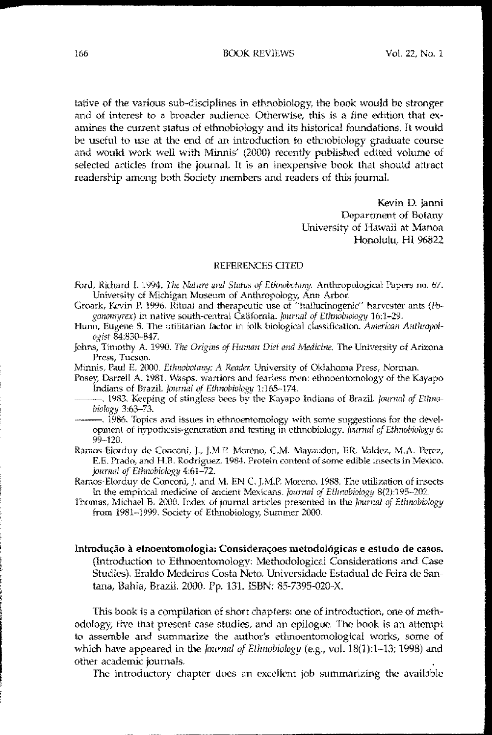tative of the various sub-disciplines in ethnobiology, the book would be stronger and of interest to a broader audience. Otherwise, this is a fine edition that examines the current status of ethnobiology and its historical foundations. It would be useful to use at the end of an introduction to ethnobiology graduate course and would work well with Minnis' (2000) recently published edited volume of selected articles from the journal. It is an inexpensive book that should attract readership among both Society members and readers of this journal.

Kevin D. Janni
Department of Botany
University of Hawaii at Manoa
Honolulu, HI 96822

### REFERENCES CITED

Ford, Richard I. 1994. *The Nature and Status of Ethnobotany.* Anthropological Papers no. 67. University of Michigan Museum of Anthropology, Ann Arbor.

Groark, Kevin P. 1996. Ritual and therapeutic use of "hallucinogenic" harvester ants (*Pogonomyrex*) in native south-central California. *Journal of Ethnobiology* 16:1–29.

Hunn, Eugene S. The utilitarian factor in folk biological classification. *American Anthropologist* 84:830–847.

Johns, Timothy A. 1990. *The Origins of Human Diet and Medicine.* The University of Arizona Press, Tucson.

Minnis, Paul E. 2000. *Ethnobotany: A Reader.* University of Oklahoma Press, Norman.

Posey, Darrell A. 1981. Wasps, warriors and fearless men: ethnoentomology of the Kayapo Indians of Brazil. *Journal of Ethnobiology* 1:165–174.

———. 1983. Keeping of stingless bees by the Kayapo Indians of Brazil. *Journal of Ethnobiology* 3:63–73.

———. 1986. Topics and issues in ethnoentomology with some suggestions for the development of hypothesis-generation and testing in ethnobiology. *Journal of Ethnobiology* 6: 99–120.

Ramos-Elorduy de Conconi, J., J.M.P. Moreno, C.M. Mayaudon, F.R. Valdez, M.A. Perez, E.E. Prado, and H.B. Rodriguez. 1984. Protein content of some edible insects in Mexico. *Journal of Ethnobiology* 4:61–72.

Ramos-Elorduy de Conconi, J. and M. EN C. J.M.P. Moreno. 1988. The utilization of insects in the empirical medicine of ancient Mexicans. *Journal of Ethnobiology* 8(2):195–202.

Thomas, Michael B. 2000. Index of journal articles presented in the *Journal of Ethnobiology* from 1981–1999. Society of Ethnobiology, Summer 2000.

**Introdução à etnoentomologia: Consideraçoes metodológicas e estudo de casos.** (Introduction to Ethnoentomology: Methodological Considerations and Case Studies). Eraldo Medeiros Costa Neto. Universidade Estadual de Feira de Santana, Bahia, Brazil. 2000. Pp. 131. ISBN: 85-7395-020-X.

This book is a compilation of short chapters: one of introduction, one of methodology, five that present case studies, and an epilogue. The book is an attempt to assemble and summarize the author's ethnoentomological works, some of which have appeared in the *Journal of Ethnobiology* (e.g., vol. 18(1):1–13; 1998) and other academic journals.

The introductory chapter does an excellent job summarizing the available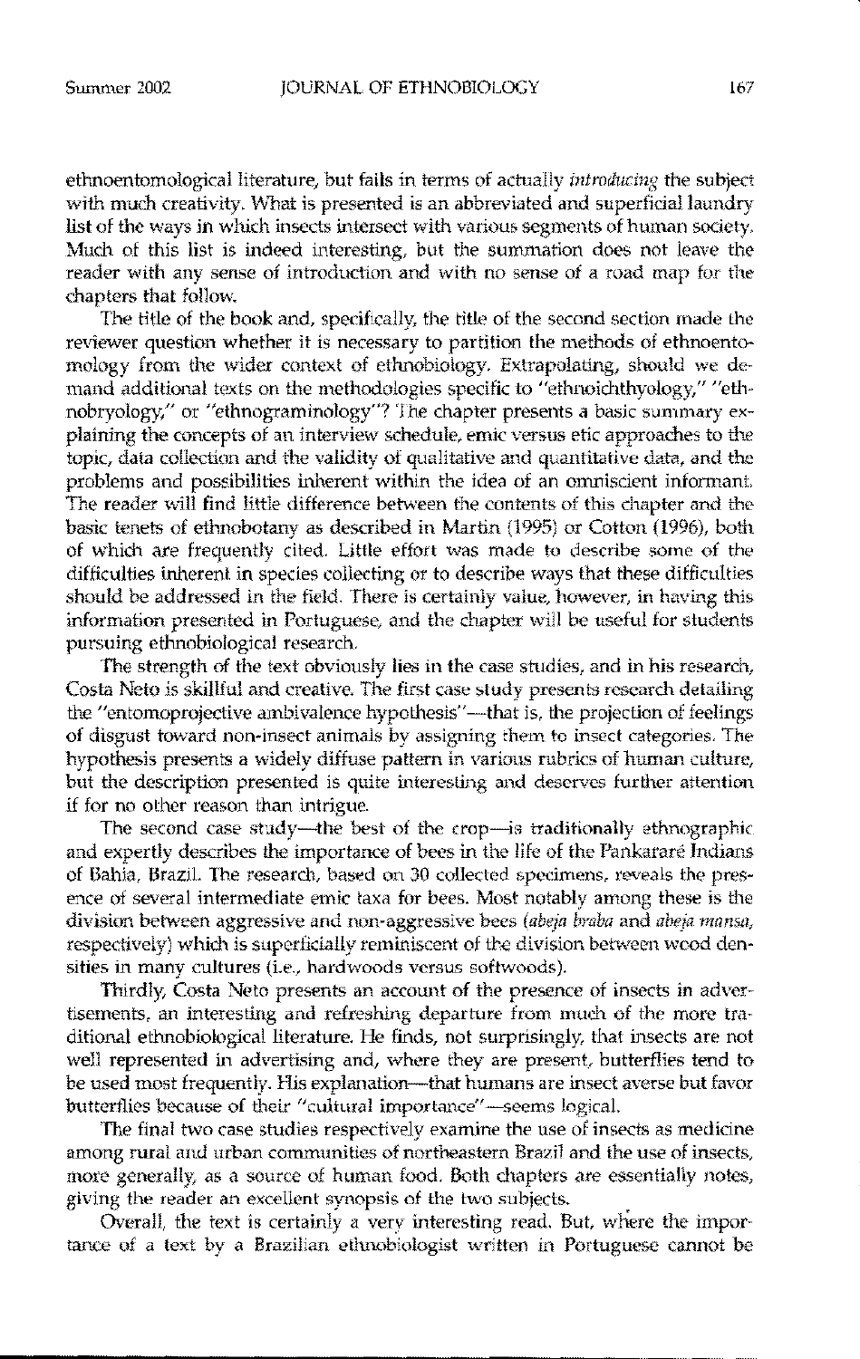ethnoentomological literature, but fails in terms of actually *introducing* the subject with much creativity. What is presented is an abbreviated and superficial laundry list of the ways in which insects intersect with various segments of human society. Much of this list is indeed interesting, but the summation does not leave the reader with any sense of introduction and with no sense of a road map for the chapters that follow.

The title of the book and, specifically, the title of the second section made the reviewer question whether it is necessary to partition the methods of ethnoentomology from the wider context of ethnobiology. Extrapolating, should we demand additional texts on the methodologies specific to "ethnoichthyology," "ethnobryology," or "ethnograminology"? The chapter presents a basic summary explaining the concepts of an interview schedule, emic versus etic approaches to the topic, data collection and the validity of qualitative and quantitative data, and the problems and possibilities inherent within the idea of an omniscient informant. The reader will find little difference between the contents of this chapter and the basic tenets of ethnobotany as described in Martin (1995) or Cotton (1996), both of which are frequently cited. Little effort was made to describe some of the difficulties inherent in species collecting or to describe ways that these difficulties should be addressed in the field. There is certainly value, however, in having this information presented in Portuguese, and the chapter will be useful for students pursuing ethnobiological research.

The strength of the text obviously lies in the case studies, and in his research, Costa Neto is skillful and creative. The first case study presents research detailing the "entomoprojective ambivalence hypothesis"—that is, the projection of feelings of disgust toward non-insect animals by assigning them to insect categories. The hypothesis presents a widely diffuse pattern in various rubrics of human culture, but the description presented is quite interesting and deserves further attention if for no other reason than intrigue.

The second case study—the best of the crop—is traditionally ethnographic and expertly describes the importance of bees in the life of the Pankararé Indians of Bahia, Brazil. The research, based on 30 collected specimens, reveals the presence of several intermediate emic taxa for bees. Most notably among these is the division between aggressive and non-aggressive bees (*abeja braba* and *abeja mansa*, respectively) which is superficially reminiscent of the division between wood densities in many cultures (i.e., hardwoods versus softwoods).

Thirdly, Costa Neto presents an account of the presence of insects in advertisements, an interesting and refreshing departure from much of the more traditional ethnobiological literature. He finds, not surprisingly, that insects are not well represented in advertising and, where they are present, butterflies tend to be used most frequently. His explanation—that humans are insect averse but favor butterflies because of their "cultural importance"—seems logical.

The final two case studies respectively examine the use of insects as medicine among rural and urban communities of northeastern Brazil and the use of insects, more generally, as a source of human food. Both chapters are essentially notes, giving the reader an excellent synopsis of the two subjects.

Overall, the text is certainly a very interesting read. But, where the importance of a text by a Brazilian ethnobiologist written in Portuguese cannot be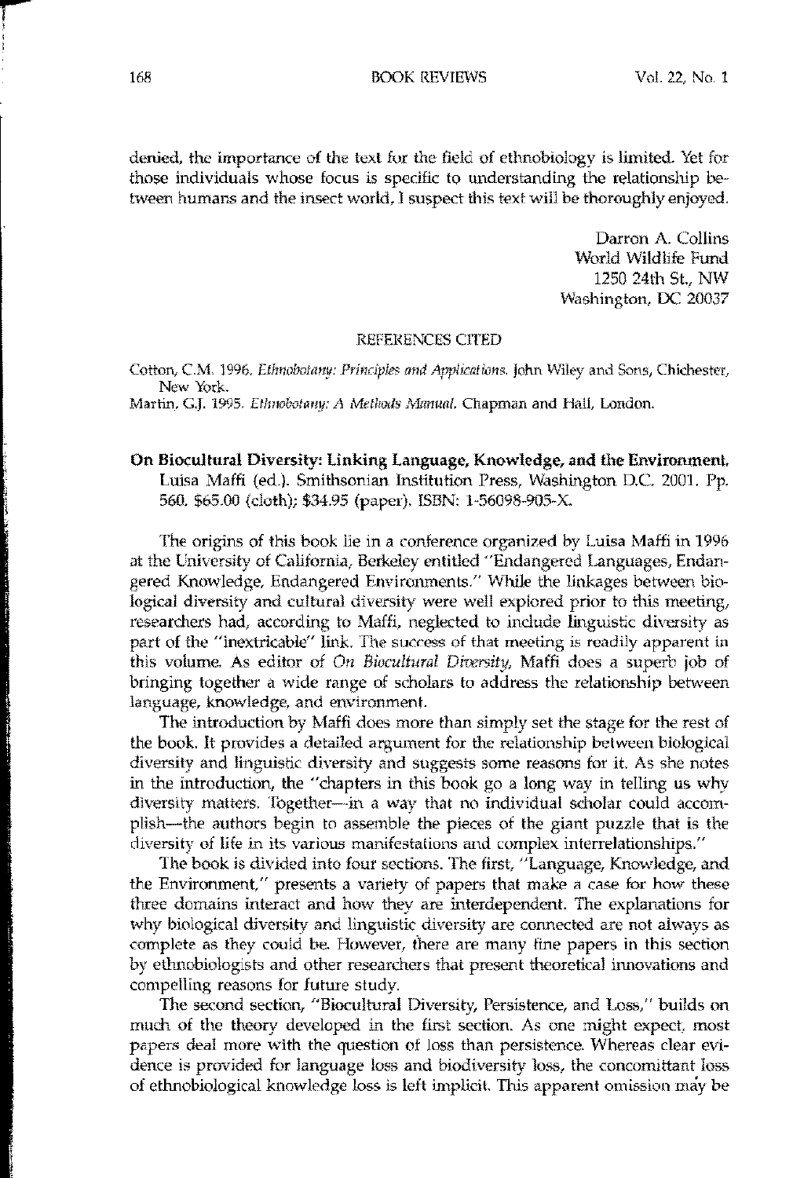denied, the importance of the text for the field of ethnobiology is limited. Yet for those individuals whose focus is specific to understanding the relationship between humans and the insect world, I suspect this text will be thoroughly enjoyed.

Darron A. Collins
World Wildlife Fund
1250 24th St., NW
Washington, DC 20037

REFERENCES CITED

Cotton, C.M. 1996. *Ethnobotany: Principles and Applications.* John Wiley and Sons, Chichester, New York.

Martin, G.J. 1995. *Ethnobotany: A Methods Manual.* Chapman and Hall, London.

**On Biocultural Diversity: Linking Language, Knowledge, and the Environment.** Luisa Maffi (ed.). Smithsonian Institution Press, Washington D.C. 2001. Pp. 560. $65.00 (cloth); $34.95 (paper). ISBN: 1-56098-905-X.

The origins of this book lie in a conference organized by Luisa Maffi in 1996 at the University of California, Berkeley entitled "Endangered Languages, Endangered Knowledge, Endangered Environments." While the linkages between biological diversity and cultural diversity were well explored prior to this meeting, researchers had, according to Maffi, neglected to include linguistic diversity as part of the "inextricable" link. The success of that meeting is readily apparent in this volume. As editor of *On Biocultural Diversity,* Maffi does a superb job of bringing together a wide range of scholars to address the relationship between language, knowledge, and environment.

The introduction by Maffi does more than simply set the stage for the rest of the book. It provides a detailed argument for the relationship between biological diversity and linguistic diversity and suggests some reasons for it. As she notes in the introduction, the "chapters in this book go a long way in telling us why diversity matters. Together—in a way that no individual scholar could accomplish—the authors begin to assemble the pieces of the giant puzzle that is the diversity of life in its various manifestations and complex interrelationships."

The book is divided into four sections. The first, "Language, Knowledge, and the Environment," presents a variety of papers that make a case for how these three domains interact and how they are interdependent. The explanations for why biological diversity and linguistic diversity are connected are not always as complete as they could be. However, there are many fine papers in this section by ethnobiologists and other researchers that present theoretical innovations and compelling reasons for future study.

The second section, "Biocultural Diversity, Persistence, and Loss," builds on much of the theory developed in the first section. As one might expect, most papers deal more with the question of loss than persistence. Whereas clear evidence is provided for language loss and biodiversity loss, the concomittant loss of ethnobiological knowledge loss is left implicit. This apparent omission may be